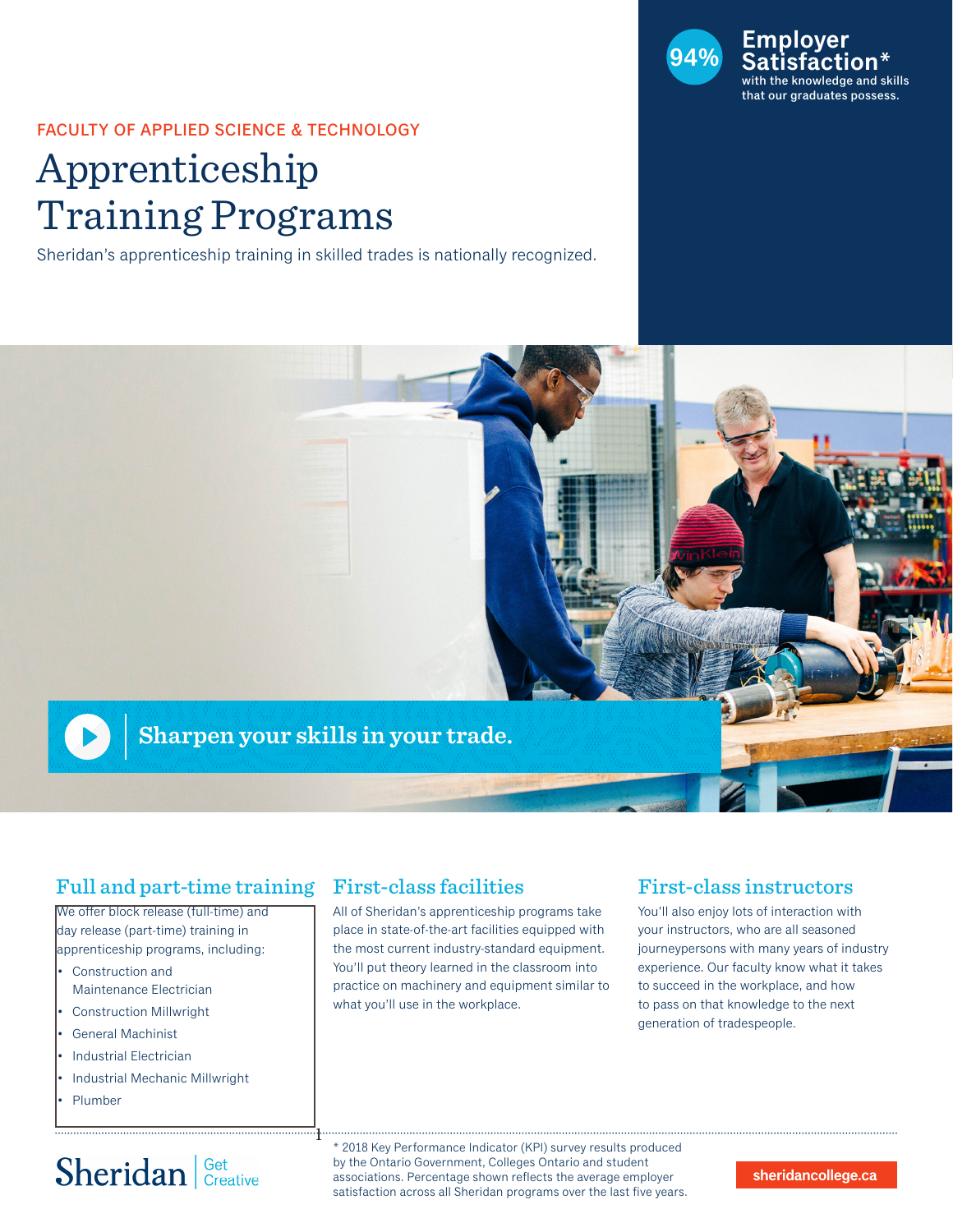**94% Employer Satisfaction***
with the knowledge and skills that our graduates possess.

FACULTY OF APPLIED SCIENCE & TECHNOLOGY

# Apprenticeship Training Programs

Sheridan's apprenticeship training in skilled trades is nationally recognized.

Sharpen your skills in your trade.

## Full and part-time training

We offer block release (full-time) and day release (part-time) training in apprenticeship programs, including:

- Construction and Maintenance Electrician
- Construction Millwright
- General Machinist
- Industrial Electrician
- Industrial Mechanic Millwright
- Plumber

## First-class facilities

All of Sheridan's apprenticeship programs take place in state-of-the-art facilities equipped with the most current industry-standard equipment. You'll put theory learned in the classroom into practice on machinery and equipment similar to what you'll use in the workplace.

## First-class instructors

You'll also enjoy lots of interaction with your instructors, who are all seasoned journeypersons with many years of industry experience. Our faculty know what it takes to succeed in the workplace, and how to pass on that knowledge to the next generation of tradespeople.

* 2018 Key Performance Indicator (KPI) survey results produced by the Ontario Government, Colleges Ontario and student associations. Percentage shown reflects the average employer satisfaction across all Sheridan programs over the last five years.

Sheridan | Get Creative

sheridancollege.ca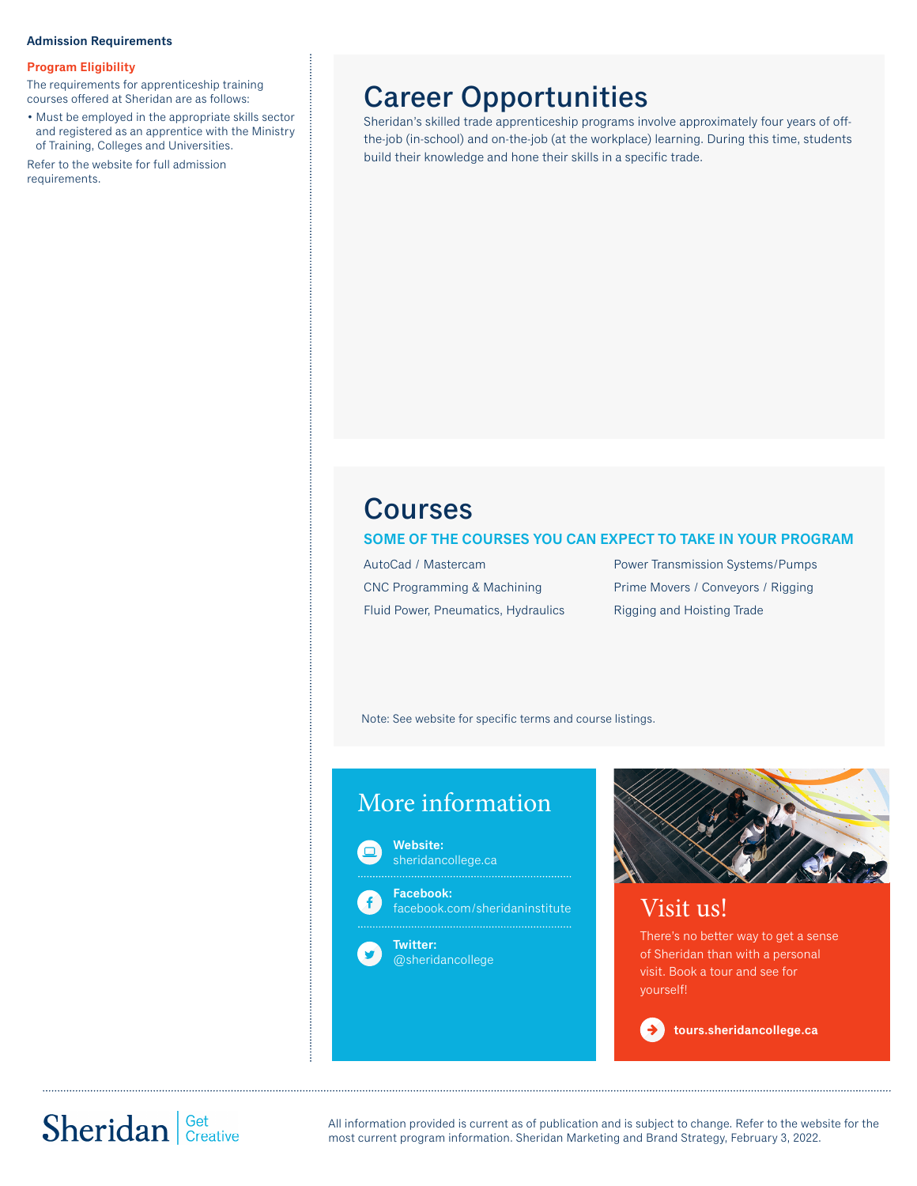## Admission Requirements

### Program Eligibility

The requirements for apprenticeship training courses offered at Sheridan are as follows:

- Must be employed in the appropriate skills sector and registered as an apprentice with the Ministry of Training, Colleges and Universities.

Refer to the website for full admission requirements.

# Career Opportunities

Sheridan's skilled trade apprenticeship programs involve approximately four years of off-the-job (in-school) and on-the-job (at the workplace) learning. During this time, students build their knowledge and hone their skills in a specific trade.

# Courses

### SOME OF THE COURSES YOU CAN EXPECT TO TAKE IN YOUR PROGRAM

- AutoCad / Mastercam
- CNC Programming & Machining
- Fluid Power, Pneumatics, Hydraulics
- Power Transmission Systems/Pumps
- Prime Movers / Conveyors / Rigging
- Rigging and Hoisting Trade

Note: See website for specific terms and course listings.

## More information

**Website:**
sheridancollege.ca

**Facebook:**
facebook.com/sheridaninstitute

**Twitter:**
@sheridancollege

## Visit us!

There's no better way to get a sense of Sheridan than with a personal visit. Book a tour and see for yourself!

**tours.sheridancollege.ca**

Sheridan | Get Creative

All information provided is current as of publication and is subject to change. Refer to the website for the most current program information. Sheridan Marketing and Brand Strategy, February 3, 2022.